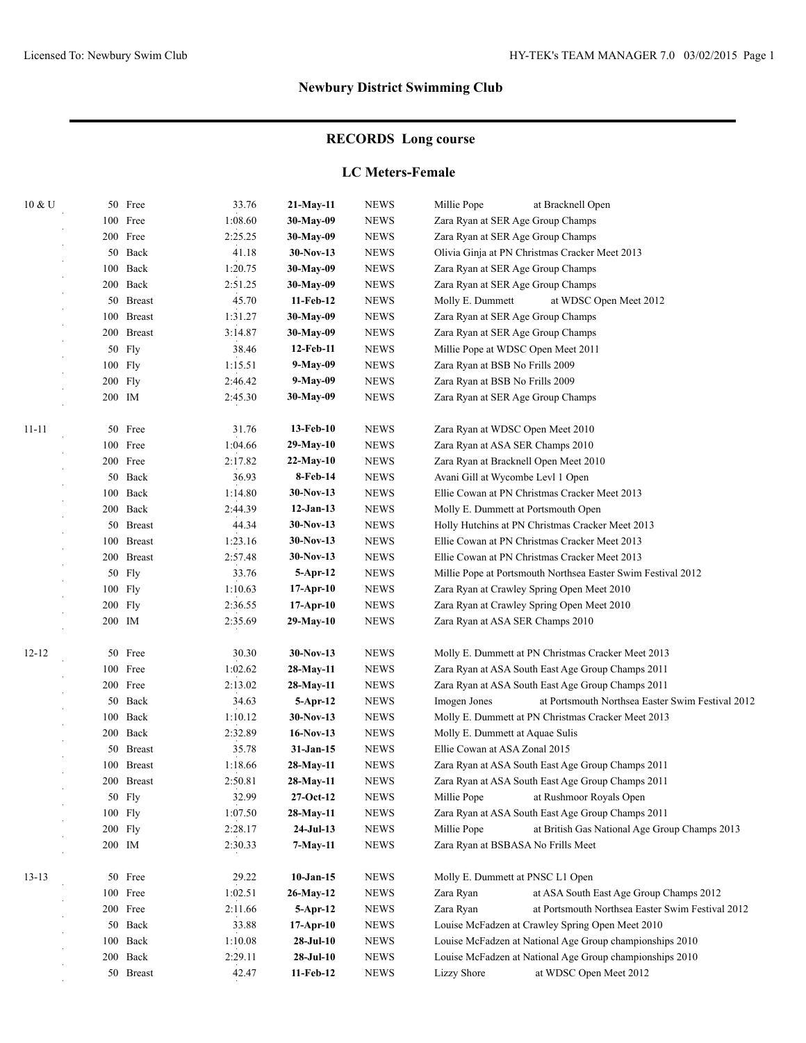## Newbury District Swimming Club

## RECORDS Long course

### LC Meters-Female

| Age Group | Event | | Time | Date | Team | Swimmer / Meet |
|---|---|---|---|---|---|---|
| 10 & U | 50 | Free | 33.76 | **21-May-11** | NEWS | Millie Pope at Bracknell Open |
| | 100 | Free | 1:08.60 | **30-May-09** | NEWS | Zara Ryan at SER Age Group Champs |
| | 200 | Free | 2:25.25 | **30-May-09** | NEWS | Zara Ryan at SER Age Group Champs |
| | 50 | Back | 41.18 | **30-Nov-13** | NEWS | Olivia Ginja at PN Christmas Cracker Meet 2013 |
| | 100 | Back | 1:20.75 | **30-May-09** | NEWS | Zara Ryan at SER Age Group Champs |
| | 200 | Back | 2:51.25 | **30-May-09** | NEWS | Zara Ryan at SER Age Group Champs |
| | 50 | Breast | 45.70 | **11-Feb-12** | NEWS | Molly E. Dummett at WDSC Open Meet 2012 |
| | 100 | Breast | 1:31.27 | **30-May-09** | NEWS | Zara Ryan at SER Age Group Champs |
| | 200 | Breast | 3:14.87 | **30-May-09** | NEWS | Zara Ryan at SER Age Group Champs |
| | 50 | Fly | 38.46 | **12-Feb-11** | NEWS | Millie Pope at WDSC Open Meet 2011 |
| | 100 | Fly | 1:15.51 | **9-May-09** | NEWS | Zara Ryan at BSB No Frills 2009 |
| | 200 | Fly | 2:46.42 | **9-May-09** | NEWS | Zara Ryan at BSB No Frills 2009 |
| | 200 | IM | 2:45.30 | **30-May-09** | NEWS | Zara Ryan at SER Age Group Champs |
| 11-11 | 50 | Free | 31.76 | **13-Feb-10** | NEWS | Zara Ryan at WDSC Open Meet 2010 |
| | 100 | Free | 1:04.66 | **29-May-10** | NEWS | Zara Ryan at ASA SER Champs 2010 |
| | 200 | Free | 2:17.82 | **22-May-10** | NEWS | Zara Ryan at Bracknell Open Meet 2010 |
| | 50 | Back | 36.93 | **8-Feb-14** | NEWS | Avani Gill at Wycombe Levl 1 Open |
| | 100 | Back | 1:14.80 | **30-Nov-13** | NEWS | Ellie Cowan at PN Christmas Cracker Meet 2013 |
| | 200 | Back | 2:44.39 | **12-Jan-13** | NEWS | Molly E. Dummett at Portsmouth Open |
| | 50 | Breast | 44.34 | **30-Nov-13** | NEWS | Holly Hutchins at PN Christmas Cracker Meet 2013 |
| | 100 | Breast | 1:23.16 | **30-Nov-13** | NEWS | Ellie Cowan at PN Christmas Cracker Meet 2013 |
| | 200 | Breast | 2:57.48 | **30-Nov-13** | NEWS | Ellie Cowan at PN Christmas Cracker Meet 2013 |
| | 50 | Fly | 33.76 | **5-Apr-12** | NEWS | Millie Pope at Portsmouth Northsea Easter Swim Festival 2012 |
| | 100 | Fly | 1:10.63 | **17-Apr-10** | NEWS | Zara Ryan at Crawley Spring Open Meet 2010 |
| | 200 | Fly | 2:36.55 | **17-Apr-10** | NEWS | Zara Ryan at Crawley Spring Open Meet 2010 |
| | 200 | IM | 2:35.69 | **29-May-10** | NEWS | Zara Ryan at ASA SER Champs 2010 |
| 12-12 | 50 | Free | 30.30 | **30-Nov-13** | NEWS | Molly E. Dummett at PN Christmas Cracker Meet 2013 |
| | 100 | Free | 1:02.62 | **28-May-11** | NEWS | Zara Ryan at ASA South East Age Group Champs 2011 |
| | 200 | Free | 2:13.02 | **28-May-11** | NEWS | Zara Ryan at ASA South East Age Group Champs 2011 |
| | 50 | Back | 34.63 | **5-Apr-12** | NEWS | Imogen Jones at Portsmouth Northsea Easter Swim Festival 2012 |
| | 100 | Back | 1:10.12 | **30-Nov-13** | NEWS | Molly E. Dummett at PN Christmas Cracker Meet 2013 |
| | 200 | Back | 2:32.89 | **16-Nov-13** | NEWS | Molly E. Dummett at Aquae Sulis |
| | 50 | Breast | 35.78 | **31-Jan-15** | NEWS | Ellie Cowan at ASA Zonal 2015 |
| | 100 | Breast | 1:18.66 | **28-May-11** | NEWS | Zara Ryan at ASA South East Age Group Champs 2011 |
| | 200 | Breast | 2:50.81 | **28-May-11** | NEWS | Zara Ryan at ASA South East Age Group Champs 2011 |
| | 50 | Fly | 32.99 | **27-Oct-12** | NEWS | Millie Pope at Rushmoor Royals Open |
| | 100 | Fly | 1:07.50 | **28-May-11** | NEWS | Zara Ryan at ASA South East Age Group Champs 2011 |
| | 200 | Fly | 2:28.17 | **24-Jul-13** | NEWS | Millie Pope at British Gas National Age Group Champs 2013 |
| | 200 | IM | 2:30.33 | **7-May-11** | NEWS | Zara Ryan at BSBASA No Frills Meet |
| 13-13 | 50 | Free | 29.22 | **10-Jan-15** | NEWS | Molly E. Dummett at PNSC L1 Open |
| | 100 | Free | 1:02.51 | **26-May-12** | NEWS | Zara Ryan at ASA South East Age Group Champs 2012 |
| | 200 | Free | 2:11.66 | **5-Apr-12** | NEWS | Zara Ryan at Portsmouth Northsea Easter Swim Festival 2012 |
| | 50 | Back | 33.88 | **17-Apr-10** | NEWS | Louise McFadzen at Crawley Spring Open Meet 2010 |
| | 100 | Back | 1:10.08 | **28-Jul-10** | NEWS | Louise McFadzen at National Age Group championships 2010 |
| | 200 | Back | 2:29.11 | **28-Jul-10** | NEWS | Louise McFadzen at National Age Group championships 2010 |
| | 50 | Breast | 42.47 | **11-Feb-12** | NEWS | Lizzy Shore at WDSC Open Meet 2012 |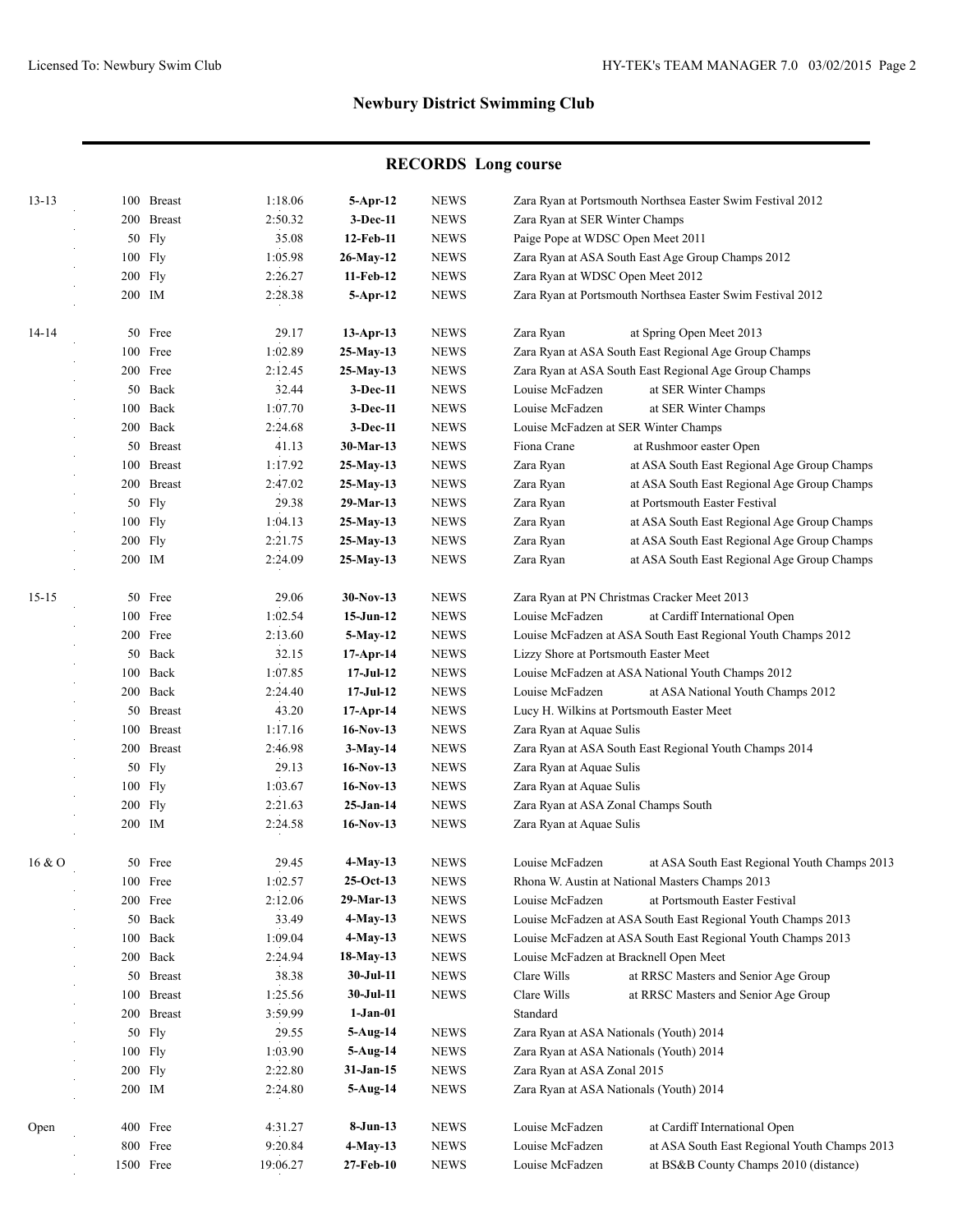## Newbury District Swimming Club

### RECORDS Long course

| Age | Event | | Time | Date | Team | Details |
|---|---|---|---|---|---|---|
| 13-13 | 100 | Breast | 1:18.06 | **5-Apr-12** | NEWS | Zara Ryan at Portsmouth Northsea Easter Swim Festival 2012 |
| | 200 | Breast | 2:50.32 | **3-Dec-11** | NEWS | Zara Ryan at SER Winter Champs |
| | 50 | Fly | 35.08 | **12-Feb-11** | NEWS | Paige Pope at WDSC Open Meet 2011 |
| | 100 | Fly | 1:05.98 | **26-May-12** | NEWS | Zara Ryan at ASA South East Age Group Champs 2012 |
| | 200 | Fly | 2:26.27 | **11-Feb-12** | NEWS | Zara Ryan at WDSC Open Meet 2012 |
| | 200 | IM | 2:28.38 | **5-Apr-12** | NEWS | Zara Ryan at Portsmouth Northsea Easter Swim Festival 2012 |
| 14-14 | 50 | Free | 29.17 | **13-Apr-13** | NEWS | Zara Ryan at Spring Open Meet 2013 |
| | 100 | Free | 1:02.89 | **25-May-13** | NEWS | Zara Ryan at ASA South East Regional Age Group Champs |
| | 200 | Free | 2:12.45 | **25-May-13** | NEWS | Zara Ryan at ASA South East Regional Age Group Champs |
| | 50 | Back | 32.44 | **3-Dec-11** | NEWS | Louise McFadzen at SER Winter Champs |
| | 100 | Back | 1:07.70 | **3-Dec-11** | NEWS | Louise McFadzen at SER Winter Champs |
| | 200 | Back | 2:24.68 | **3-Dec-11** | NEWS | Louise McFadzen at SER Winter Champs |
| | 50 | Breast | 41.13 | **30-Mar-13** | NEWS | Fiona Crane at Rushmoor easter Open |
| | 100 | Breast | 1:17.92 | **25-May-13** | NEWS | Zara Ryan at ASA South East Regional Age Group Champs |
| | 200 | Breast | 2:47.02 | **25-May-13** | NEWS | Zara Ryan at ASA South East Regional Age Group Champs |
| | 50 | Fly | 29.38 | **29-Mar-13** | NEWS | Zara Ryan at Portsmouth Easter Festival |
| | 100 | Fly | 1:04.13 | **25-May-13** | NEWS | Zara Ryan at ASA South East Regional Age Group Champs |
| | 200 | Fly | 2:21.75 | **25-May-13** | NEWS | Zara Ryan at ASA South East Regional Age Group Champs |
| | 200 | IM | 2:24.09 | **25-May-13** | NEWS | Zara Ryan at ASA South East Regional Age Group Champs |
| 15-15 | 50 | Free | 29.06 | **30-Nov-13** | NEWS | Zara Ryan at PN Christmas Cracker Meet 2013 |
| | 100 | Free | 1:02.54 | **15-Jun-12** | NEWS | Louise McFadzen at Cardiff International Open |
| | 200 | Free | 2:13.60 | **5-May-12** | NEWS | Louise McFadzen at ASA South East Regional Youth Champs 2012 |
| | 50 | Back | 32.15 | **17-Apr-14** | NEWS | Lizzy Shore at Portsmouth Easter Meet |
| | 100 | Back | 1:07.85 | **17-Jul-12** | NEWS | Louise McFadzen at ASA National Youth Champs 2012 |
| | 200 | Back | 2:24.40 | **17-Jul-12** | NEWS | Louise McFadzen at ASA National Youth Champs 2012 |
| | 50 | Breast | 43.20 | **17-Apr-14** | NEWS | Lucy H. Wilkins at Portsmouth Easter Meet |
| | 100 | Breast | 1:17.16 | **16-Nov-13** | NEWS | Zara Ryan at Aquae Sulis |
| | 200 | Breast | 2:46.98 | **3-May-14** | NEWS | Zara Ryan at ASA South East Regional Youth Champs 2014 |
| | 50 | Fly | 29.13 | **16-Nov-13** | NEWS | Zara Ryan at Aquae Sulis |
| | 100 | Fly | 1:03.67 | **16-Nov-13** | NEWS | Zara Ryan at Aquae Sulis |
| | 200 | Fly | 2:21.63 | **25-Jan-14** | NEWS | Zara Ryan at ASA Zonal Champs South |
| | 200 | IM | 2:24.58 | **16-Nov-13** | NEWS | Zara Ryan at Aquae Sulis |
| 16 & O | 50 | Free | 29.45 | **4-May-13** | NEWS | Louise McFadzen at ASA South East Regional Youth Champs 2013 |
| | 100 | Free | 1:02.57 | **25-Oct-13** | NEWS | Rhona W. Austin at National Masters Champs 2013 |
| | 200 | Free | 2:12.06 | **29-Mar-13** | NEWS | Louise McFadzen at Portsmouth Easter Festival |
| | 50 | Back | 33.49 | **4-May-13** | NEWS | Louise McFadzen at ASA South East Regional Youth Champs 2013 |
| | 100 | Back | 1:09.04 | **4-May-13** | NEWS | Louise McFadzen at ASA South East Regional Youth Champs 2013 |
| | 200 | Back | 2:24.94 | **18-May-13** | NEWS | Louise McFadzen at Bracknell Open Meet |
| | 50 | Breast | 38.38 | **30-Jul-11** | NEWS | Clare Wills at RRSC Masters and Senior Age Group |
| | 100 | Breast | 1:25.56 | **30-Jul-11** | NEWS | Clare Wills at RRSC Masters and Senior Age Group |
| | 200 | Breast | 3:59.99 | **1-Jan-01** | | Standard |
| | 50 | Fly | 29.55 | **5-Aug-14** | NEWS | Zara Ryan at ASA Nationals (Youth) 2014 |
| | 100 | Fly | 1:03.90 | **5-Aug-14** | NEWS | Zara Ryan at ASA Nationals (Youth) 2014 |
| | 200 | Fly | 2:22.80 | **31-Jan-15** | NEWS | Zara Ryan at ASA Zonal 2015 |
| | 200 | IM | 2:24.80 | **5-Aug-14** | NEWS | Zara Ryan at ASA Nationals (Youth) 2014 |
| Open | 400 | Free | 4:31.27 | **8-Jun-13** | NEWS | Louise McFadzen at Cardiff International Open |
| | 800 | Free | 9:20.84 | **4-May-13** | NEWS | Louise McFadzen at ASA South East Regional Youth Champs 2013 |
| | 1500 | Free | 19:06.27 | **27-Feb-10** | NEWS | Louise McFadzen at BS&B County Champs 2010 (distance) |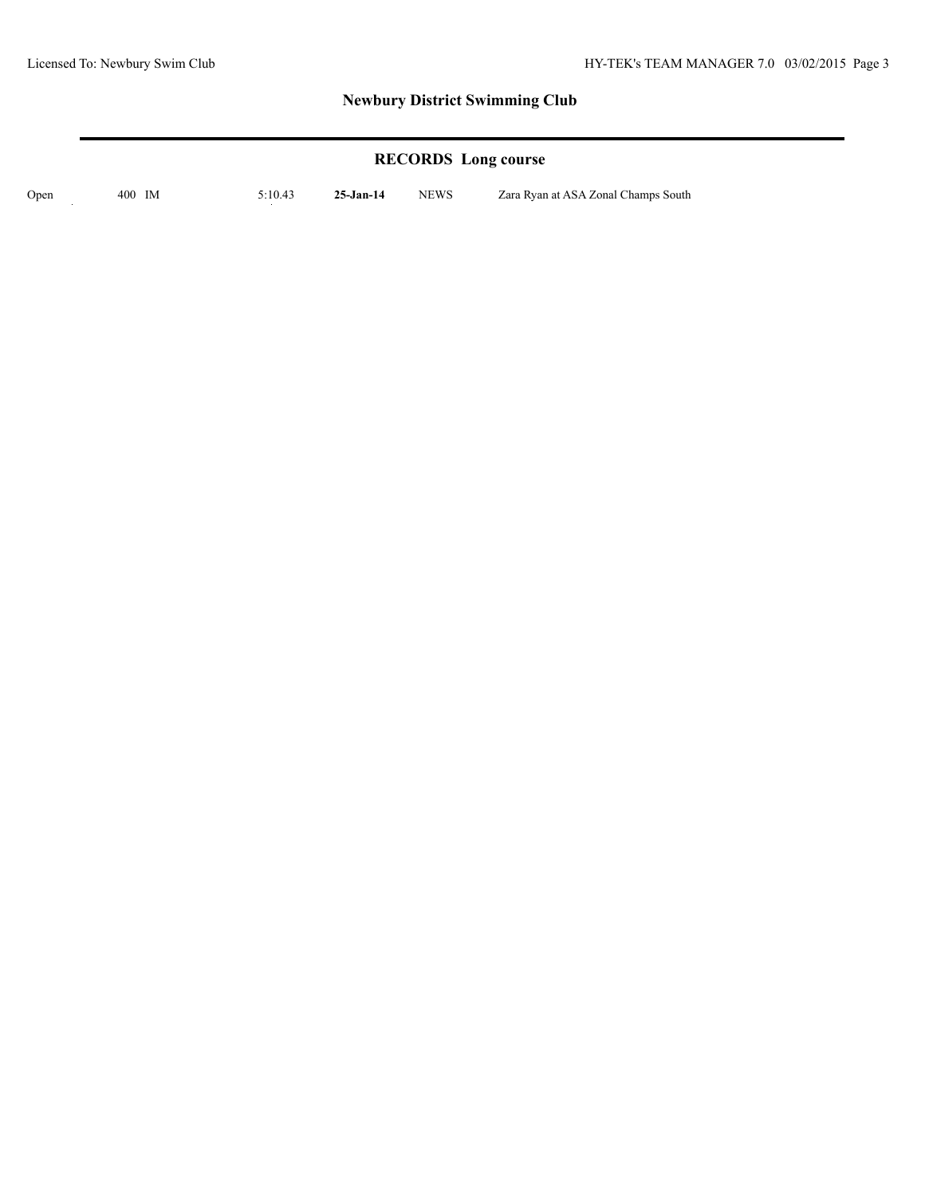## Newbury District Swimming Club

### RECORDS Long course

| | | | | | |
|---|---|---|---|---|---|
| Open | 400 IM | 5:10.43 | **25-Jan-14** | NEWS | Zara Ryan at ASA Zonal Champs South |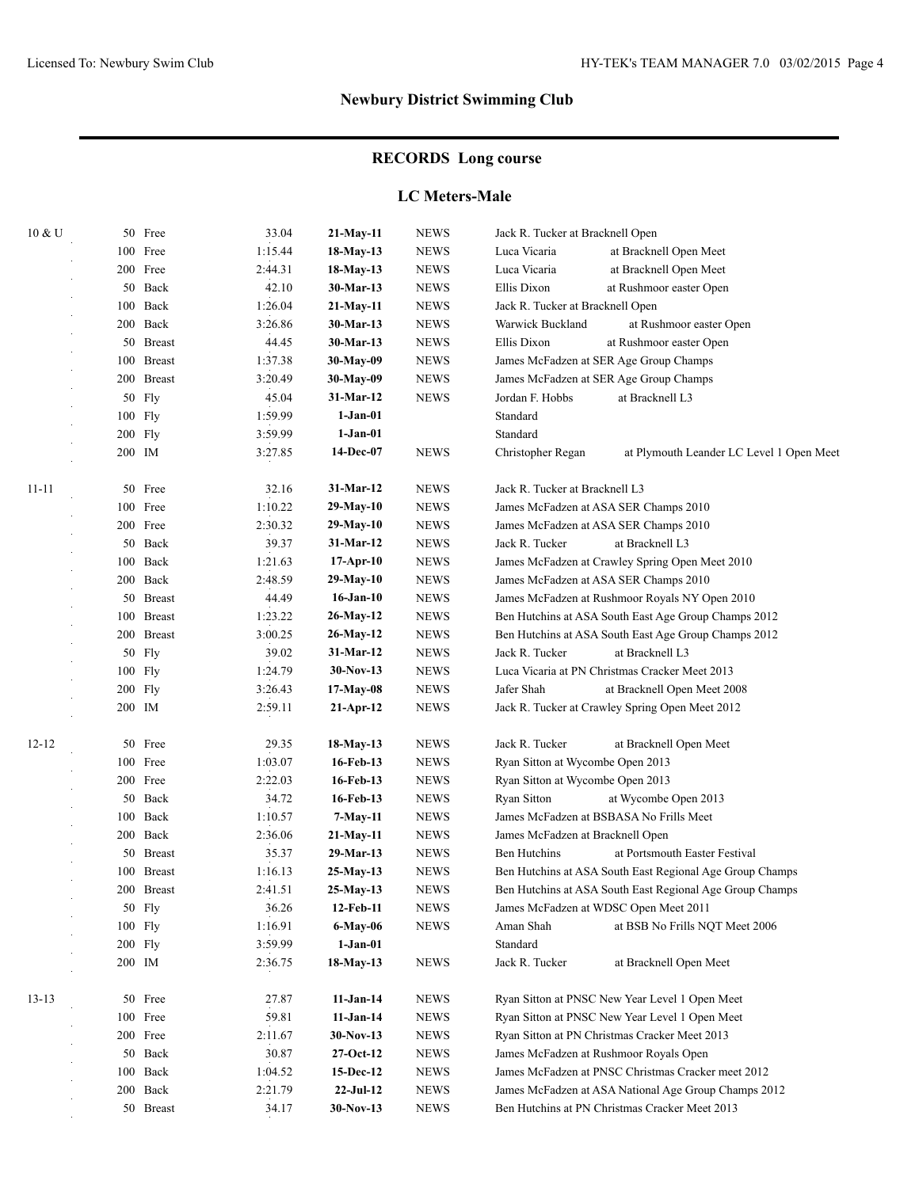## Newbury District Swimming Club

## RECORDS Long course

### LC Meters-Male

| Age | Event | Time | Date | Team | Name / Meet |
|---|---|---|---|---|---|
| 10 & U | 50 Free | 33.04 | 21-May-11 | NEWS | Jack R. Tucker at Bracknell Open |
| | 100 Free | 1:15.44 | 18-May-13 | NEWS | Luca Vicaria at Bracknell Open Meet |
| | 200 Free | 2:44.31 | 18-May-13 | NEWS | Luca Vicaria at Bracknell Open Meet |
| | 50 Back | 42.10 | 30-Mar-13 | NEWS | Ellis Dixon at Rushmoor easter Open |
| | 100 Back | 1:26.04 | 21-May-11 | NEWS | Jack R. Tucker at Bracknell Open |
| | 200 Back | 3:26.86 | 30-Mar-13 | NEWS | Warwick Buckland at Rushmoor easter Open |
| | 50 Breast | 44.45 | 30-Mar-13 | NEWS | Ellis Dixon at Rushmoor easter Open |
| | 100 Breast | 1:37.38 | 30-May-09 | NEWS | James McFadzen at SER Age Group Champs |
| | 200 Breast | 3:20.49 | 30-May-09 | NEWS | James McFadzen at SER Age Group Champs |
| | 50 Fly | 45.04 | 31-Mar-12 | NEWS | Jordan F. Hobbs at Bracknell L3 |
| | 100 Fly | 1:59.99 | 1-Jan-01 | | Standard |
| | 200 Fly | 3:59.99 | 1-Jan-01 | | Standard |
| | 200 IM | 3:27.85 | 14-Dec-07 | NEWS | Christopher Regan at Plymouth Leander LC Level 1 Open Meet |
| 11-11 | 50 Free | 32.16 | 31-Mar-12 | NEWS | Jack R. Tucker at Bracknell L3 |
| | 100 Free | 1:10.22 | 29-May-10 | NEWS | James McFadzen at ASA SER Champs 2010 |
| | 200 Free | 2:30.32 | 29-May-10 | NEWS | James McFadzen at ASA SER Champs 2010 |
| | 50 Back | 39.37 | 31-Mar-12 | NEWS | Jack R. Tucker at Bracknell L3 |
| | 100 Back | 1:21.63 | 17-Apr-10 | NEWS | James McFadzen at Crawley Spring Open Meet 2010 |
| | 200 Back | 2:48.59 | 29-May-10 | NEWS | James McFadzen at ASA SER Champs 2010 |
| | 50 Breast | 44.49 | 16-Jan-10 | NEWS | James McFadzen at Rushmoor Royals NY Open 2010 |
| | 100 Breast | 1:23.22 | 26-May-12 | NEWS | Ben Hutchins at ASA South East Age Group Champs 2012 |
| | 200 Breast | 3:00.25 | 26-May-12 | NEWS | Ben Hutchins at ASA South East Age Group Champs 2012 |
| | 50 Fly | 39.02 | 31-Mar-12 | NEWS | Jack R. Tucker at Bracknell L3 |
| | 100 Fly | 1:24.79 | 30-Nov-13 | NEWS | Luca Vicaria at PN Christmas Cracker Meet 2013 |
| | 200 Fly | 3:26.43 | 17-May-08 | NEWS | Jafer Shah at Bracknell Open Meet 2008 |
| | 200 IM | 2:59.11 | 21-Apr-12 | NEWS | Jack R. Tucker at Crawley Spring Open Meet 2012 |
| 12-12 | 50 Free | 29.35 | 18-May-13 | NEWS | Jack R. Tucker at Bracknell Open Meet |
| | 100 Free | 1:03.07 | 16-Feb-13 | NEWS | Ryan Sitton at Wycombe Open 2013 |
| | 200 Free | 2:22.03 | 16-Feb-13 | NEWS | Ryan Sitton at Wycombe Open 2013 |
| | 50 Back | 34.72 | 16-Feb-13 | NEWS | Ryan Sitton at Wycombe Open 2013 |
| | 100 Back | 1:10.57 | 7-May-11 | NEWS | James McFadzen at BSBASA No Frills Meet |
| | 200 Back | 2:36.06 | 21-May-11 | NEWS | James McFadzen at Bracknell Open |
| | 50 Breast | 35.37 | 29-Mar-13 | NEWS | Ben Hutchins at Portsmouth Easter Festival |
| | 100 Breast | 1:16.13 | 25-May-13 | NEWS | Ben Hutchins at ASA South East Regional Age Group Champs |
| | 200 Breast | 2:41.51 | 25-May-13 | NEWS | Ben Hutchins at ASA South East Regional Age Group Champs |
| | 50 Fly | 36.26 | 12-Feb-11 | NEWS | James McFadzen at WDSC Open Meet 2011 |
| | 100 Fly | 1:16.91 | 6-May-06 | NEWS | Aman Shah at BSB No Frills NQT Meet 2006 |
| | 200 Fly | 3:59.99 | 1-Jan-01 | | Standard |
| | 200 IM | 2:36.75 | 18-May-13 | NEWS | Jack R. Tucker at Bracknell Open Meet |
| 13-13 | 50 Free | 27.87 | 11-Jan-14 | NEWS | Ryan Sitton at PNSC New Year Level 1 Open Meet |
| | 100 Free | 59.81 | 11-Jan-14 | NEWS | Ryan Sitton at PNSC New Year Level 1 Open Meet |
| | 200 Free | 2:11.67 | 30-Nov-13 | NEWS | Ryan Sitton at PN Christmas Cracker Meet 2013 |
| | 50 Back | 30.87 | 27-Oct-12 | NEWS | James McFadzen at Rushmoor Royals Open |
| | 100 Back | 1:04.52 | 15-Dec-12 | NEWS | James McFadzen at PNSC Christmas Cracker meet 2012 |
| | 200 Back | 2:21.79 | 22-Jul-12 | NEWS | James McFadzen at ASA National Age Group Champs 2012 |
| | 50 Breast | 34.17 | 30-Nov-13 | NEWS | Ben Hutchins at PN Christmas Cracker Meet 2013 |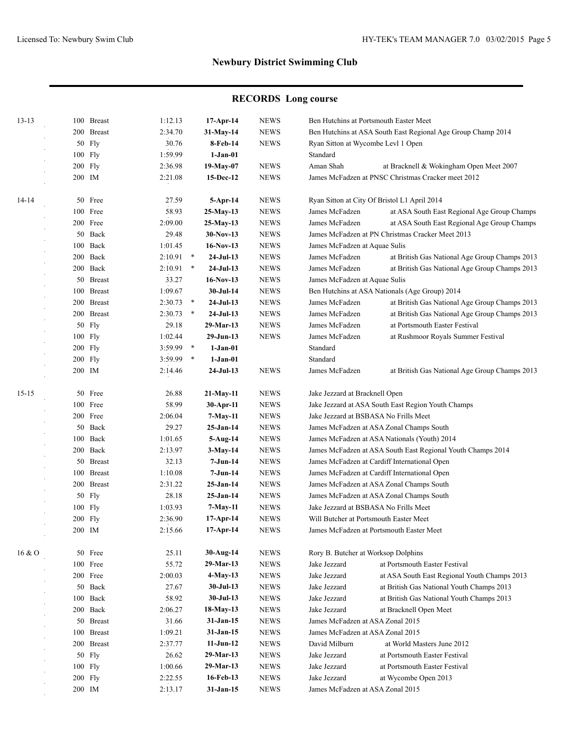## Newbury District Swimming Club

### RECORDS Long course

| Age | Event | Time | | Date | Team | Swimmer / Meet |
|---|---|---|---|---|---|---|
| 13-13 | 100 Breast | 1:12.13 | | 17-Apr-14 | NEWS | Ben Hutchins at Portsmouth Easter Meet |
| | 200 Breast | 2:34.70 | | 31-May-14 | NEWS | Ben Hutchins at ASA South East Regional Age Group Champ 2014 |
| | 50 Fly | 30.76 | | 8-Feb-14 | NEWS | Ryan Sitton at Wycombe Levl 1 Open |
| | 100 Fly | 1:59.99 | | 1-Jan-01 | | Standard |
| | 200 Fly | 2:36.98 | | 19-May-07 | NEWS | Aman Shah at Bracknell & Wokingham Open Meet 2007 |
| | 200 IM | 2:21.08 | | 15-Dec-12 | NEWS | James McFadzen at PNSC Christmas Cracker meet 2012 |
| 14-14 | 50 Free | 27.59 | | 5-Apr-14 | NEWS | Ryan Sitton at City Of Bristol L1 April 2014 |
| | 100 Free | 58.93 | | 25-May-13 | NEWS | James McFadzen at ASA South East Regional Age Group Champs |
| | 200 Free | 2:09.00 | | 25-May-13 | NEWS | James McFadzen at ASA South East Regional Age Group Champs |
| | 50 Back | 29.48 | | 30-Nov-13 | NEWS | James McFadzen at PN Christmas Cracker Meet 2013 |
| | 100 Back | 1:01.45 | | 16-Nov-13 | NEWS | James McFadzen at Aquae Sulis |
| | 200 Back | 2:10.91 | * | 24-Jul-13 | NEWS | James McFadzen at British Gas National Age Group Champs 2013 |
| | 200 Back | 2:10.91 | * | 24-Jul-13 | NEWS | James McFadzen at British Gas National Age Group Champs 2013 |
| | 50 Breast | 33.27 | | 16-Nov-13 | NEWS | James McFadzen at Aquae Sulis |
| | 100 Breast | 1:09.67 | | 30-Jul-14 | NEWS | Ben Hutchins at ASA Nationals (Age Group) 2014 |
| | 200 Breast | 2:30.73 | * | 24-Jul-13 | NEWS | James McFadzen at British Gas National Age Group Champs 2013 |
| | 200 Breast | 2:30.73 | * | 24-Jul-13 | NEWS | James McFadzen at British Gas National Age Group Champs 2013 |
| | 50 Fly | 29.18 | | 29-Mar-13 | NEWS | James McFadzen at Portsmouth Easter Festival |
| | 100 Fly | 1:02.44 | | 29-Jun-13 | NEWS | James McFadzen at Rushmoor Royals Summer Festival |
| | 200 Fly | 3:59.99 | * | 1-Jan-01 | | Standard |
| | 200 Fly | 3:59.99 | * | 1-Jan-01 | | Standard |
| | 200 IM | 2:14.46 | | 24-Jul-13 | NEWS | James McFadzen at British Gas National Age Group Champs 2013 |
| 15-15 | 50 Free | 26.88 | | 21-May-11 | NEWS | Jake Jezzard at Bracknell Open |
| | 100 Free | 58.99 | | 30-Apr-11 | NEWS | Jake Jezzard at ASA South East Region Youth Champs |
| | 200 Free | 2:06.04 | | 7-May-11 | NEWS | Jake Jezzard at BSBASA No Frills Meet |
| | 50 Back | 29.27 | | 25-Jan-14 | NEWS | James McFadzen at ASA Zonal Champs South |
| | 100 Back | 1:01.65 | | 5-Aug-14 | NEWS | James McFadzen at ASA Nationals (Youth) 2014 |
| | 200 Back | 2:13.97 | | 3-May-14 | NEWS | James McFadzen at ASA South East Regional Youth Champs 2014 |
| | 50 Breast | 32.13 | | 7-Jun-14 | NEWS | James McFadzen at Cardiff International Open |
| | 100 Breast | 1:10.08 | | 7-Jun-14 | NEWS | James McFadzen at Cardiff International Open |
| | 200 Breast | 2:31.22 | | 25-Jan-14 | NEWS | James McFadzen at ASA Zonal Champs South |
| | 50 Fly | 28.18 | | 25-Jan-14 | NEWS | James McFadzen at ASA Zonal Champs South |
| | 100 Fly | 1:03.93 | | 7-May-11 | NEWS | Jake Jezzard at BSBASA No Frills Meet |
| | 200 Fly | 2:36.90 | | 17-Apr-14 | NEWS | Will Butcher at Portsmouth Easter Meet |
| | 200 IM | 2:15.66 | | 17-Apr-14 | NEWS | James McFadzen at Portsmouth Easter Meet |
| 16 & O | 50 Free | 25.11 | | 30-Aug-14 | NEWS | Rory B. Butcher at Worksop Dolphins |
| | 100 Free | 55.72 | | 29-Mar-13 | NEWS | Jake Jezzard at Portsmouth Easter Festival |
| | 200 Free | 2:00.03 | | 4-May-13 | NEWS | Jake Jezzard at ASA South East Regional Youth Champs 2013 |
| | 50 Back | 27.67 | | 30-Jul-13 | NEWS | Jake Jezzard at British Gas National Youth Champs 2013 |
| | 100 Back | 58.92 | | 30-Jul-13 | NEWS | Jake Jezzard at British Gas National Youth Champs 2013 |
| | 200 Back | 2:06.27 | | 18-May-13 | NEWS | Jake Jezzard at Bracknell Open Meet |
| | 50 Breast | 31.66 | | 31-Jan-15 | NEWS | James McFadzen at ASA Zonal 2015 |
| | 100 Breast | 1:09.21 | | 31-Jan-15 | NEWS | James McFadzen at ASA Zonal 2015 |
| | 200 Breast | 2:37.77 | | 11-Jun-12 | NEWS | David Milburn at World Masters June 2012 |
| | 50 Fly | 26.62 | | 29-Mar-13 | NEWS | Jake Jezzard at Portsmouth Easter Festival |
| | 100 Fly | 1:00.66 | | 29-Mar-13 | NEWS | Jake Jezzard at Portsmouth Easter Festival |
| | 200 Fly | 2:22.55 | | 16-Feb-13 | NEWS | Jake Jezzard at Wycombe Open 2013 |
| | 200 IM | 2:13.17 | | 31-Jan-15 | NEWS | James McFadzen at ASA Zonal 2015 |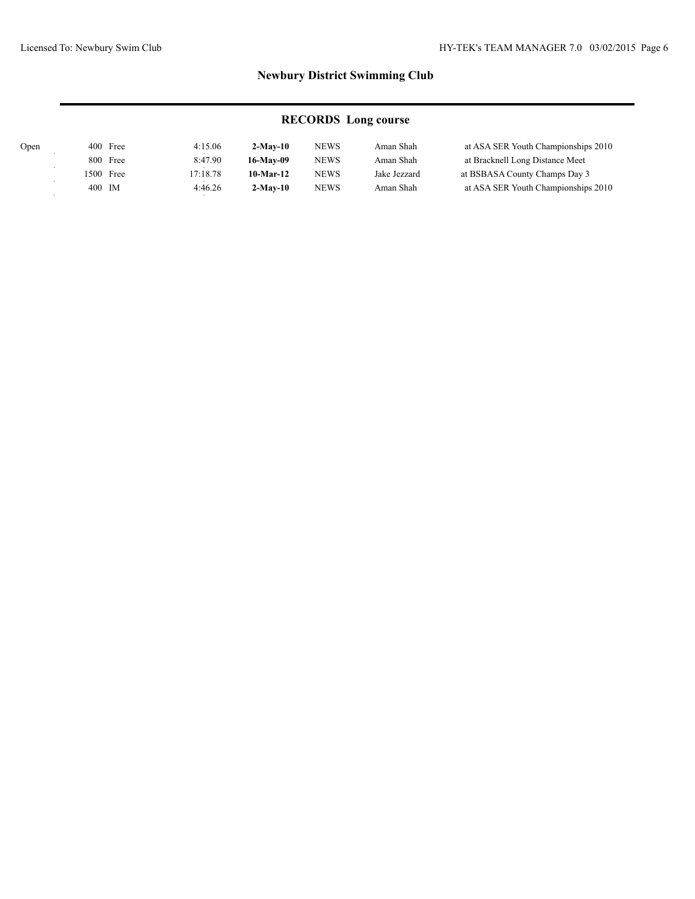**Newbury District Swimming Club**

## RECORDS Long course

| | | | | | | | |
|---|---|---|---|---|---|---|---|
| Open | 400 | Free | 4:15.06 | **2-May-10** | NEWS | Aman Shah | at ASA SER Youth Championships 2010 |
| | 800 | Free | 8:47.90 | **16-May-09** | NEWS | Aman Shah | at Bracknell Long Distance Meet |
| | 1500 | Free | 17:18.78 | **10-Mar-12** | NEWS | Jake Jezzard | at BSBASA County Champs Day 3 |
| | 400 | IM | 4:46.26 | **2-May-10** | NEWS | Aman Shah | at ASA SER Youth Championships 2010 |